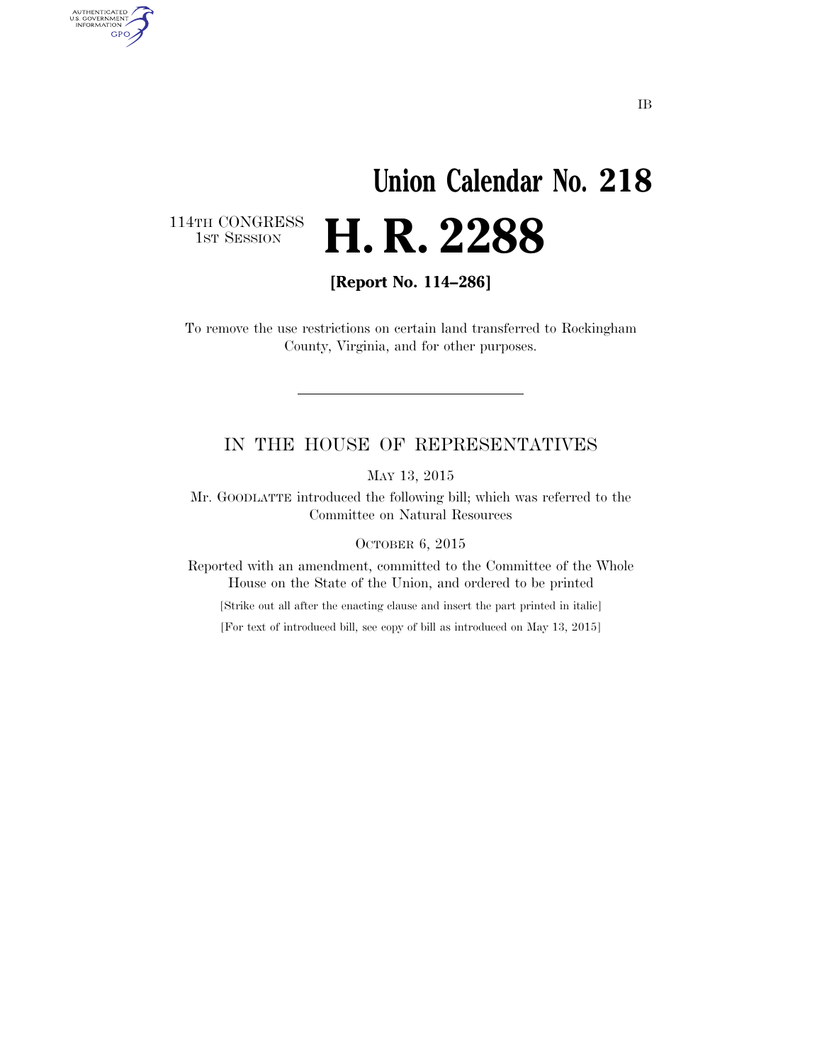IB

# Union Calendar No. 218

114TH CONGRESS
1ST SESSION

# H. R. 2288

**[Report No. 114–286]**

To remove the use restrictions on certain land transferred to Rockingham County, Virginia, and for other purposes.

---

## IN THE HOUSE OF REPRESENTATIVES

MAY 13, 2015

Mr. GOODLATTE introduced the following bill; which was referred to the Committee on Natural Resources

OCTOBER 6, 2015

Reported with an amendment, committed to the Committee of the Whole House on the State of the Union, and ordered to be printed

[Strike out all after the enacting clause and insert the part printed in italic]

[For text of introduced bill, see copy of bill as introduced on May 13, 2015]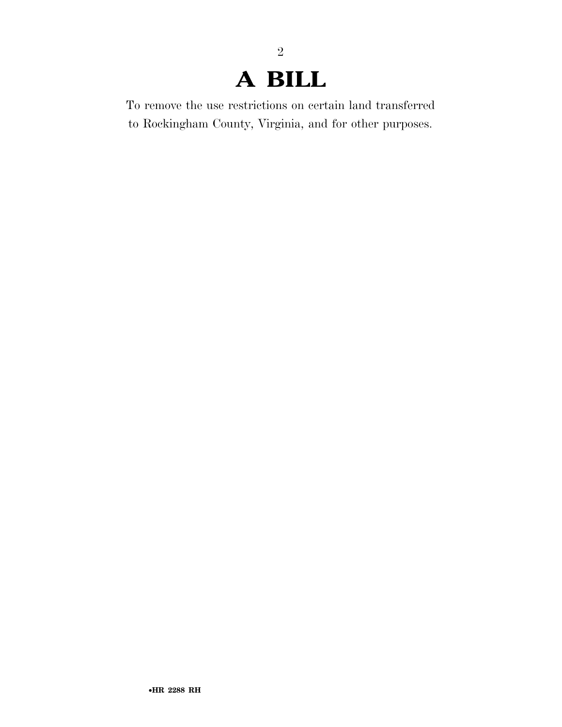# A BILL

To remove the use restrictions on certain land transferred to Rockingham County, Virginia, and for other purposes.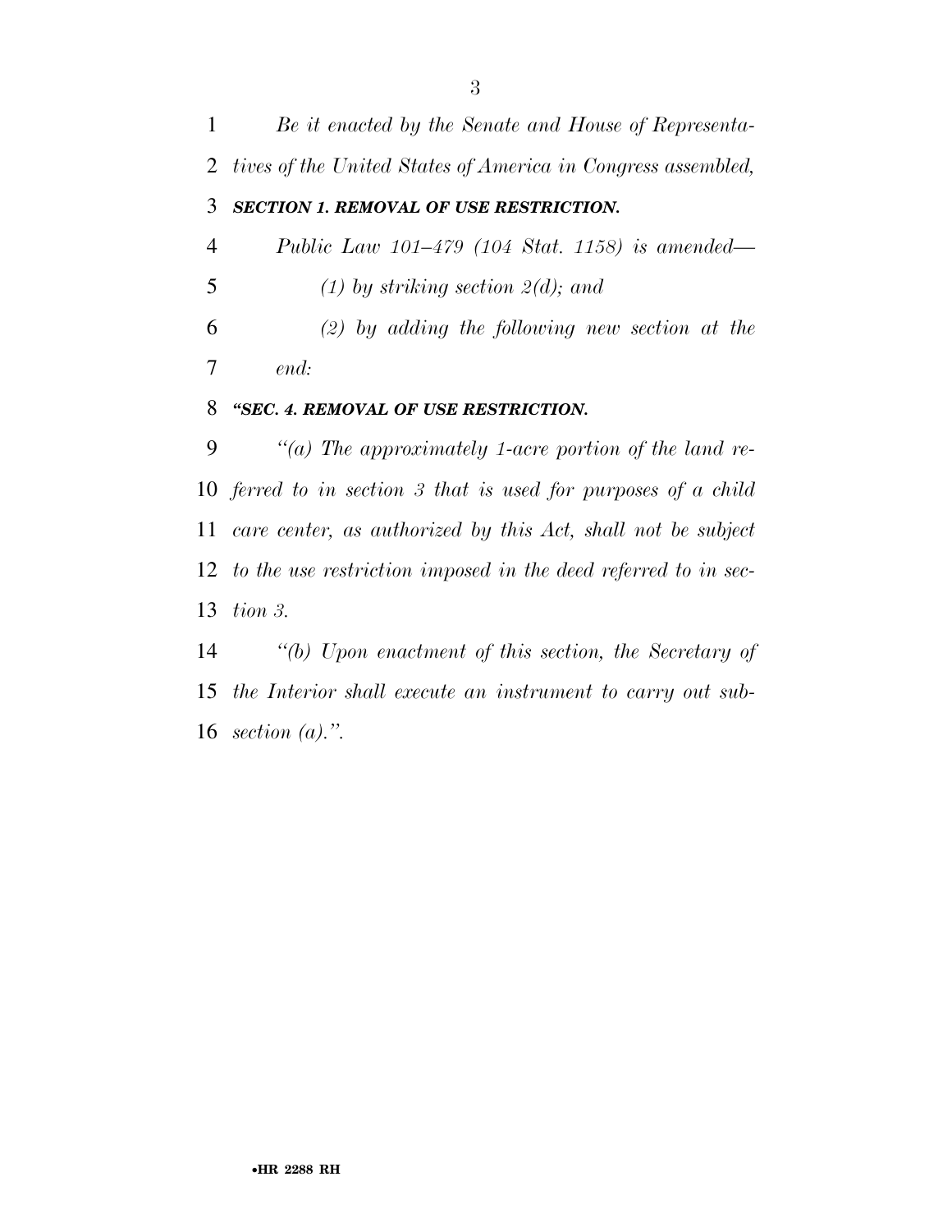*Be it enacted by the Senate and House of Representatives of the United States of America in Congress assembled,*

***SECTION 1. REMOVAL OF USE RESTRICTION.***

*Public Law 101–479 (104 Stat. 1158) is amended—*

*(1) by striking section 2(d); and*

*(2) by adding the following new section at the end:*

***"SEC. 4. REMOVAL OF USE RESTRICTION.***

*"(a) The approximately 1-acre portion of the land referred to in section 3 that is used for purposes of a child care center, as authorized by this Act, shall not be subject to the use restriction imposed in the deed referred to in section 3.*

*"(b) Upon enactment of this section, the Secretary of the Interior shall execute an instrument to carry out subsection (a).".*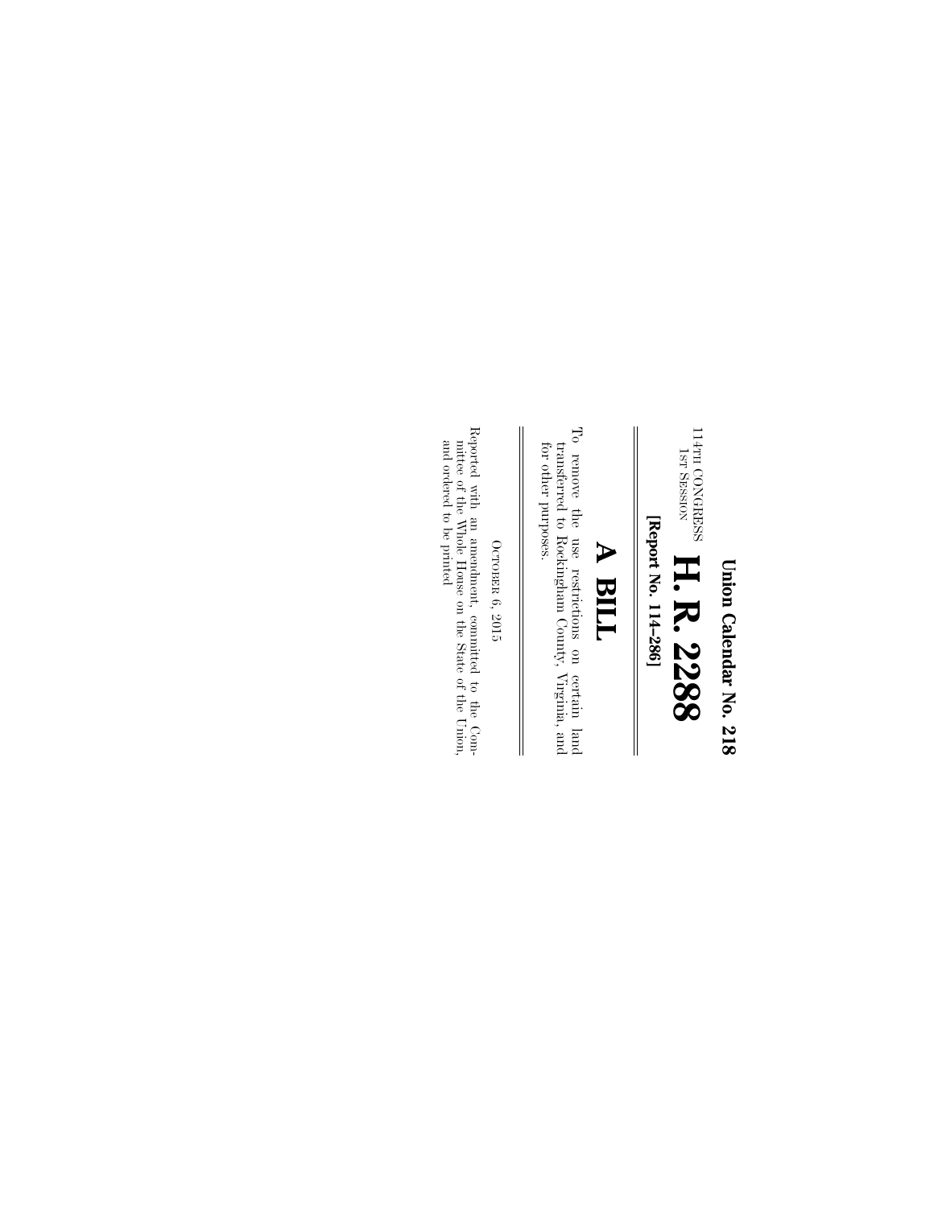# Union Calendar No. 218

114TH CONGRESS
1ST SESSION

# H. R. 2288

**[Report No. 114–286]**

# A BILL

To remove the use restrictions on certain land transferred to Rockingham County, Virginia, and for other purposes.

OCTOBER 6, 2015

Reported with an amendment, committed to the Committee of the Whole House on the State of the Union, and ordered to be printed